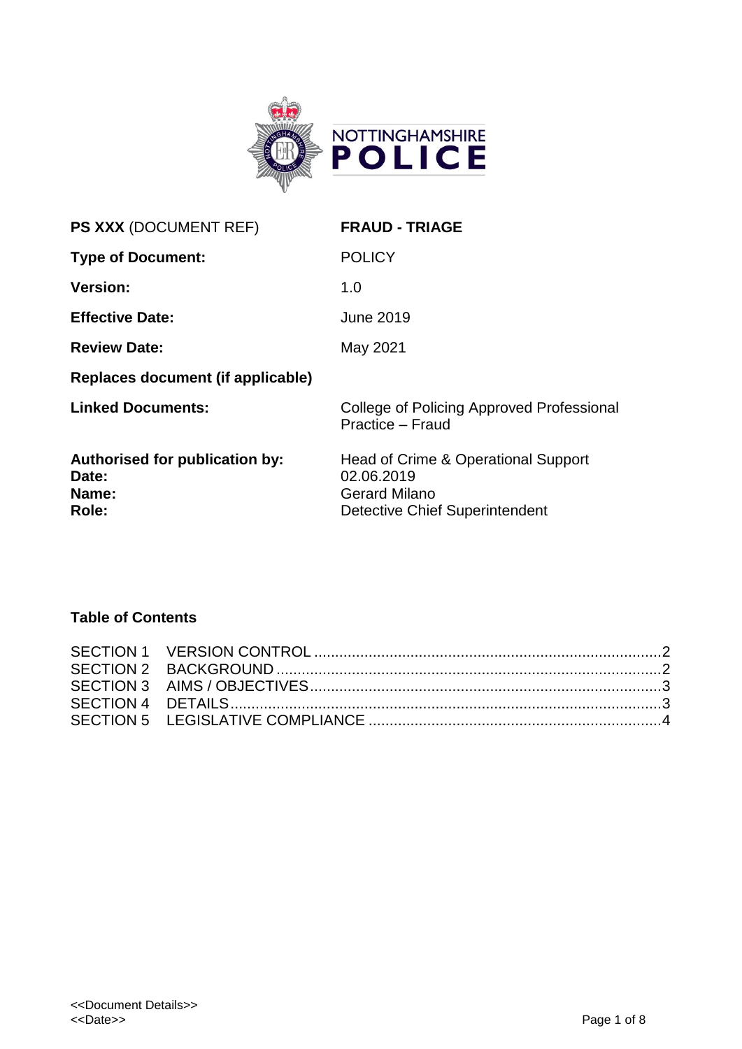NOTTINGHAMSHIRE
# POLICE

| | |
|---|---|
| **PS XXX** (DOCUMENT REF) | **FRAUD - TRIAGE** |
| **Type of Document:** | POLICY |
| **Version:** | 1.0 |
| **Effective Date:** | June 2019 |
| **Review Date:** | May 2021 |
| **Replaces document (if applicable)** | |
| **Linked Documents:** | College of Policing Approved Professional Practice – Fraud |
| **Authorised for publication by:** | Head of Crime & Operational Support |
| **Date:** | 02.06.2019 |
| **Name:** | Gerard Milano |
| **Role:** | Detective Chief Superintendent |

## Table of Contents

SECTION 1 VERSION CONTROL ....................................................................................2
SECTION 2 BACKGROUND ..........................................................................................2
SECTION 3 AIMS / OBJECTIVES..................................................................................3
SECTION 4 DETAILS.....................................................................................................3
SECTION 5 LEGISLATIVE COMPLIANCE .....................................................................4

<<Document Details>>
<<Date>>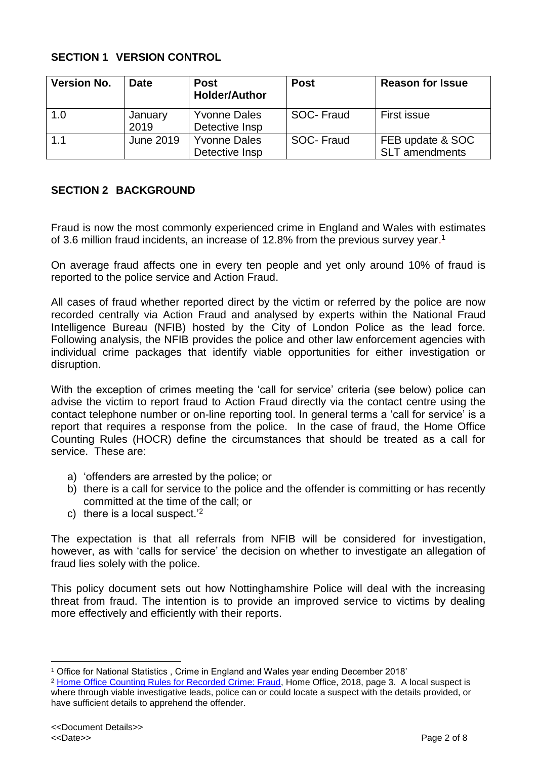## SECTION 1 VERSION CONTROL

| Version No. | Date | Post Holder/Author | Post | Reason for Issue |
|---|---|---|---|---|
| 1.0 | January 2019 | Yvonne Dales Detective Insp | SOC- Fraud | First issue |
| 1.1 | June 2019 | Yvonne Dales Detective Insp | SOC- Fraud | FEB update & SOC SLT amendments |

## SECTION 2 BACKGROUND

Fraud is now the most commonly experienced crime in England and Wales with estimates of 3.6 million fraud incidents, an increase of 12.8% from the previous survey year.[1]

On average fraud affects one in every ten people and yet only around 10% of fraud is reported to the police service and Action Fraud.

All cases of fraud whether reported direct by the victim or referred by the police are now recorded centrally via Action Fraud and analysed by experts within the National Fraud Intelligence Bureau (NFIB) hosted by the City of London Police as the lead force. Following analysis, the NFIB provides the police and other law enforcement agencies with individual crime packages that identify viable opportunities for either investigation or disruption.

With the exception of crimes meeting the 'call for service' criteria (see below) police can advise the victim to report fraud to Action Fraud directly via the contact centre using the contact telephone number or on-line reporting tool. In general terms a 'call for service' is a report that requires a response from the police. In the case of fraud, the Home Office Counting Rules (HOCR) define the circumstances that should be treated as a call for service. These are:

a) 'offenders are arrested by the police; or
b) there is a call for service to the police and the offender is committing or has recently committed at the time of the call; or
c) there is a local suspect.'[2]

The expectation is that all referrals from NFIB will be considered for investigation, however, as with 'calls for service' the decision on whether to investigate an allegation of fraud lies solely with the police.

This policy document sets out how Nottinghamshire Police will deal with the increasing threat from fraud. The intention is to provide an improved service to victims by dealing more effectively and efficiently with their reports.

---

[1] Office for National Statistics , Crime in England and Wales year ending December 2018'

[2] Home Office Counting Rules for Recorded Crime: Fraud, Home Office, 2018, page 3. A local suspect is where through viable investigative leads, police can or could locate a suspect with the details provided, or have sufficient details to apprehend the offender.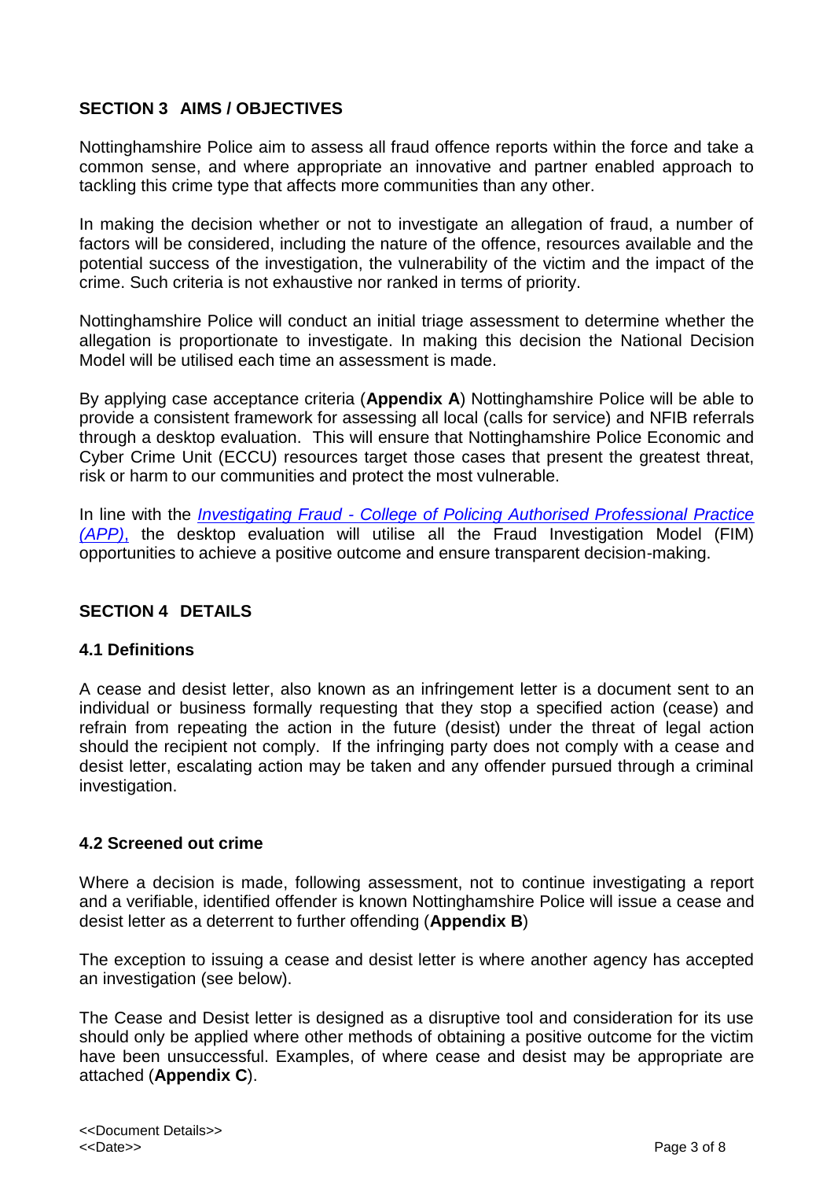## SECTION 3 AIMS / OBJECTIVES

Nottinghamshire Police aim to assess all fraud offence reports within the force and take a common sense, and where appropriate an innovative and partner enabled approach to tackling this crime type that affects more communities than any other.

In making the decision whether or not to investigate an allegation of fraud, a number of factors will be considered, including the nature of the offence, resources available and the potential success of the investigation, the vulnerability of the victim and the impact of the crime. Such criteria is not exhaustive nor ranked in terms of priority.

Nottinghamshire Police will conduct an initial triage assessment to determine whether the allegation is proportionate to investigate. In making this decision the National Decision Model will be utilised each time an assessment is made.

By applying case acceptance criteria (**Appendix A**) Nottinghamshire Police will be able to provide a consistent framework for assessing all local (calls for service) and NFIB referrals through a desktop evaluation. This will ensure that Nottinghamshire Police Economic and Cyber Crime Unit (ECCU) resources target those cases that present the greatest threat, risk or harm to our communities and protect the most vulnerable.

In line with the *Investigating Fraud - College of Policing Authorised Professional Practice (APP),* the desktop evaluation will utilise all the Fraud Investigation Model (FIM) opportunities to achieve a positive outcome and ensure transparent decision-making.

## SECTION 4 DETAILS

### 4.1 Definitions

A cease and desist letter, also known as an infringement letter is a document sent to an individual or business formally requesting that they stop a specified action (cease) and refrain from repeating the action in the future (desist) under the threat of legal action should the recipient not comply. If the infringing party does not comply with a cease and desist letter, escalating action may be taken and any offender pursued through a criminal investigation.

### 4.2 Screened out crime

Where a decision is made, following assessment, not to continue investigating a report and a verifiable, identified offender is known Nottinghamshire Police will issue a cease and desist letter as a deterrent to further offending (**Appendix B**)

The exception to issuing a cease and desist letter is where another agency has accepted an investigation (see below).

The Cease and Desist letter is designed as a disruptive tool and consideration for its use should only be applied where other methods of obtaining a positive outcome for the victim have been unsuccessful. Examples, of where cease and desist may be appropriate are attached (**Appendix C**).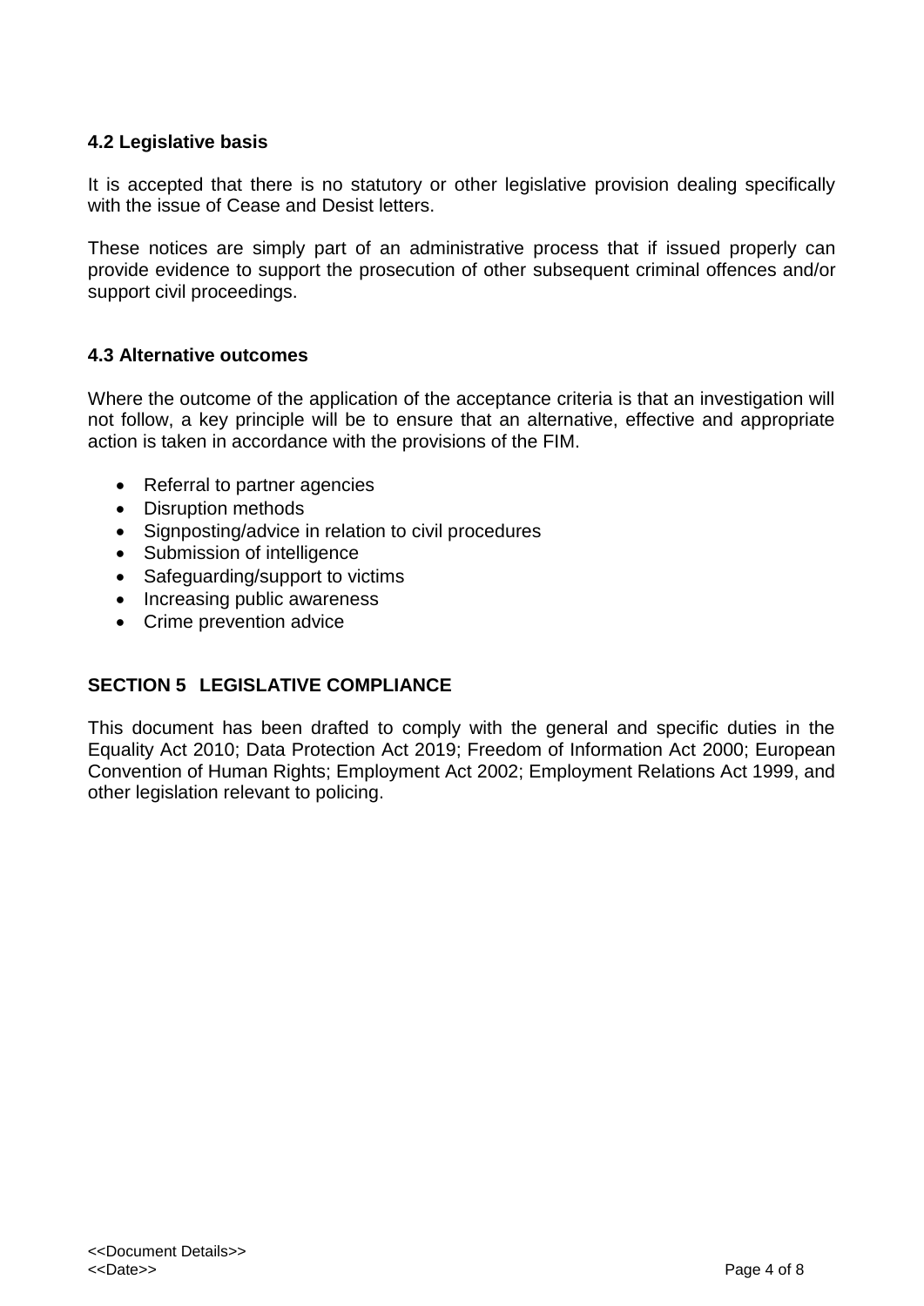### 4.2 Legislative basis

It is accepted that there is no statutory or other legislative provision dealing specifically with the issue of Cease and Desist letters.

These notices are simply part of an administrative process that if issued properly can provide evidence to support the prosecution of other subsequent criminal offences and/or support civil proceedings.

### 4.3 Alternative outcomes

Where the outcome of the application of the acceptance criteria is that an investigation will not follow, a key principle will be to ensure that an alternative, effective and appropriate action is taken in accordance with the provisions of the FIM.

- Referral to partner agencies
- Disruption methods
- Signposting/advice in relation to civil procedures
- Submission of intelligence
- Safeguarding/support to victims
- Increasing public awareness
- Crime prevention advice

## SECTION 5 LEGISLATIVE COMPLIANCE

This document has been drafted to comply with the general and specific duties in the Equality Act 2010; Data Protection Act 2019; Freedom of Information Act 2000; European Convention of Human Rights; Employment Act 2002; Employment Relations Act 1999, and other legislation relevant to policing.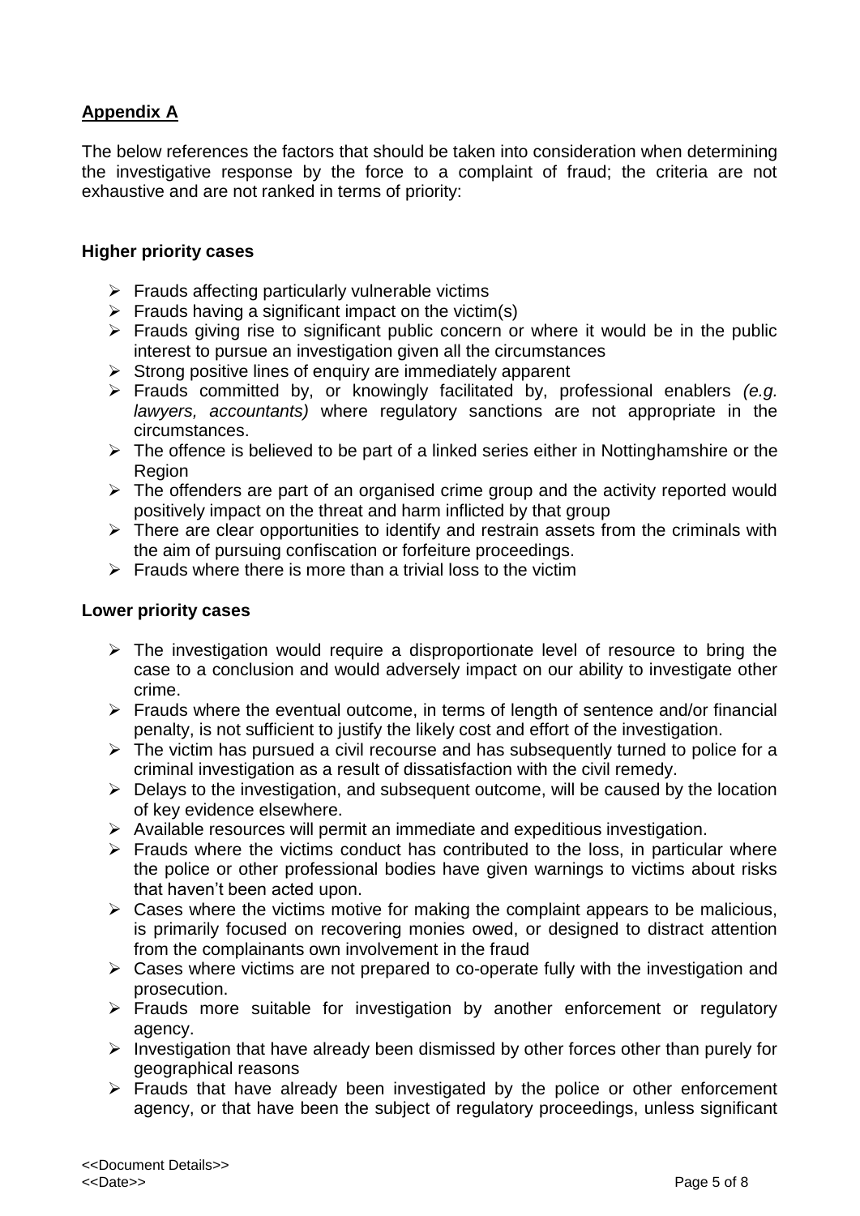## **Appendix A**

The below references the factors that should be taken into consideration when determining the investigative response by the force to a complaint of fraud; the criteria are not exhaustive and are not ranked in terms of priority:

### **Higher priority cases**

- Frauds affecting particularly vulnerable victims
- Frauds having a significant impact on the victim(s)
- Frauds giving rise to significant public concern or where it would be in the public interest to pursue an investigation given all the circumstances
- Strong positive lines of enquiry are immediately apparent
- Frauds committed by, or knowingly facilitated by, professional enablers *(e.g. lawyers, accountants)* where regulatory sanctions are not appropriate in the circumstances.
- The offence is believed to be part of a linked series either in Nottinghamshire or the Region
- The offenders are part of an organised crime group and the activity reported would positively impact on the threat and harm inflicted by that group
- There are clear opportunities to identify and restrain assets from the criminals with the aim of pursuing confiscation or forfeiture proceedings.
- Frauds where there is more than a trivial loss to the victim

### **Lower priority cases**

- The investigation would require a disproportionate level of resource to bring the case to a conclusion and would adversely impact on our ability to investigate other crime.
- Frauds where the eventual outcome, in terms of length of sentence and/or financial penalty, is not sufficient to justify the likely cost and effort of the investigation.
- The victim has pursued a civil recourse and has subsequently turned to police for a criminal investigation as a result of dissatisfaction with the civil remedy.
- Delays to the investigation, and subsequent outcome, will be caused by the location of key evidence elsewhere.
- Available resources will permit an immediate and expeditious investigation.
- Frauds where the victims conduct has contributed to the loss, in particular where the police or other professional bodies have given warnings to victims about risks that haven't been acted upon.
- Cases where the victims motive for making the complaint appears to be malicious, is primarily focused on recovering monies owed, or designed to distract attention from the complainants own involvement in the fraud
- Cases where victims are not prepared to co-operate fully with the investigation and prosecution.
- Frauds more suitable for investigation by another enforcement or regulatory agency.
- Investigation that have already been dismissed by other forces other than purely for geographical reasons
- Frauds that have already been investigated by the police or other enforcement agency, or that have been the subject of regulatory proceedings, unless significant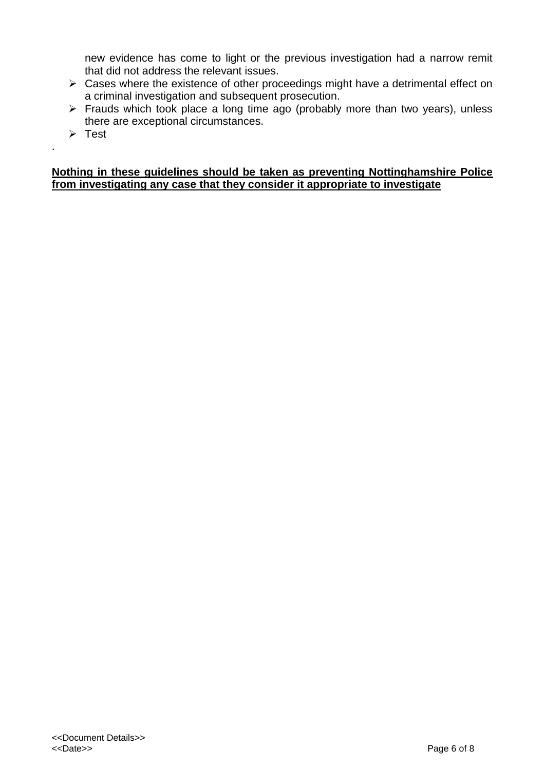new evidence has come to light or the previous investigation had a narrow remit that did not address the relevant issues.

- Cases where the existence of other proceedings might have a detrimental effect on a criminal investigation and subsequent prosecution.
- Frauds which took place a long time ago (probably more than two years), unless there are exceptional circumstances.
- Test

.

**Nothing in these guidelines should be taken as preventing Nottinghamshire Police from investigating any case that they consider it appropriate to investigate**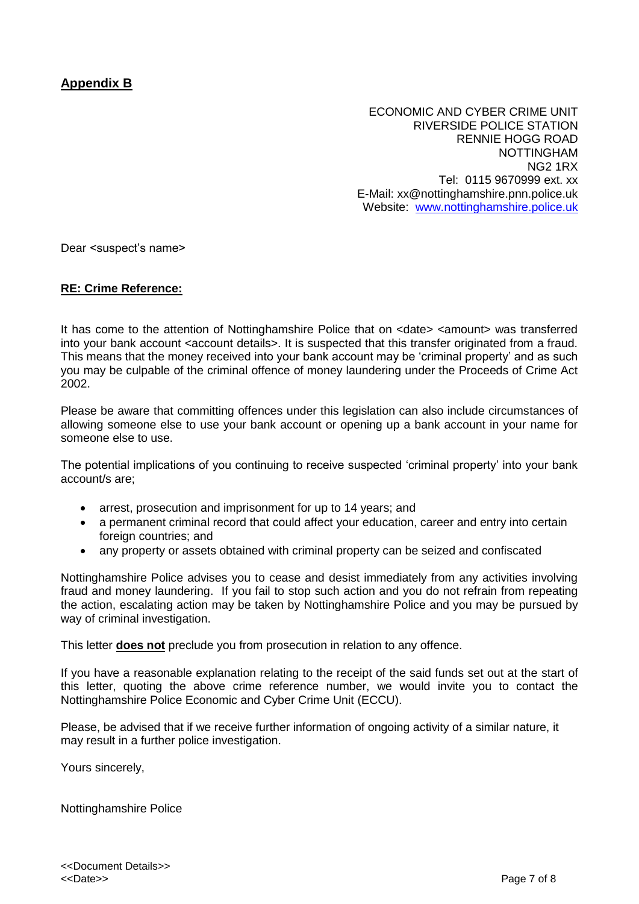## **Appendix B**

ECONOMIC AND CYBER CRIME UNIT
RIVERSIDE POLICE STATION
RENNIE HOGG ROAD
NOTTINGHAM
NG2 1RX
Tel: 0115 9670999 ext. xx
E-Mail: xx@nottinghamshire.pnn.police.uk
Website: [www.nottinghamshire.police.uk](http://www.nottinghamshire.police.uk)

Dear <suspect's name>

**RE: Crime Reference:**

It has come to the attention of Nottinghamshire Police that on <date> <amount> was transferred into your bank account <account details>. It is suspected that this transfer originated from a fraud. This means that the money received into your bank account may be 'criminal property' and as such you may be culpable of the criminal offence of money laundering under the Proceeds of Crime Act 2002.

Please be aware that committing offences under this legislation can also include circumstances of allowing someone else to use your bank account or opening up a bank account in your name for someone else to use.

The potential implications of you continuing to receive suspected 'criminal property' into your bank account/s are;

- arrest, prosecution and imprisonment for up to 14 years; and
- a permanent criminal record that could affect your education, career and entry into certain foreign countries; and
- any property or assets obtained with criminal property can be seized and confiscated

Nottinghamshire Police advises you to cease and desist immediately from any activities involving fraud and money laundering. If you fail to stop such action and you do not refrain from repeating the action, escalating action may be taken by Nottinghamshire Police and you may be pursued by way of criminal investigation.

This letter **does not** preclude you from prosecution in relation to any offence.

If you have a reasonable explanation relating to the receipt of the said funds set out at the start of this letter, quoting the above crime reference number, we would invite you to contact the Nottinghamshire Police Economic and Cyber Crime Unit (ECCU).

Please, be advised that if we receive further information of ongoing activity of a similar nature, it may result in a further police investigation.

Yours sincerely,

Nottinghamshire Police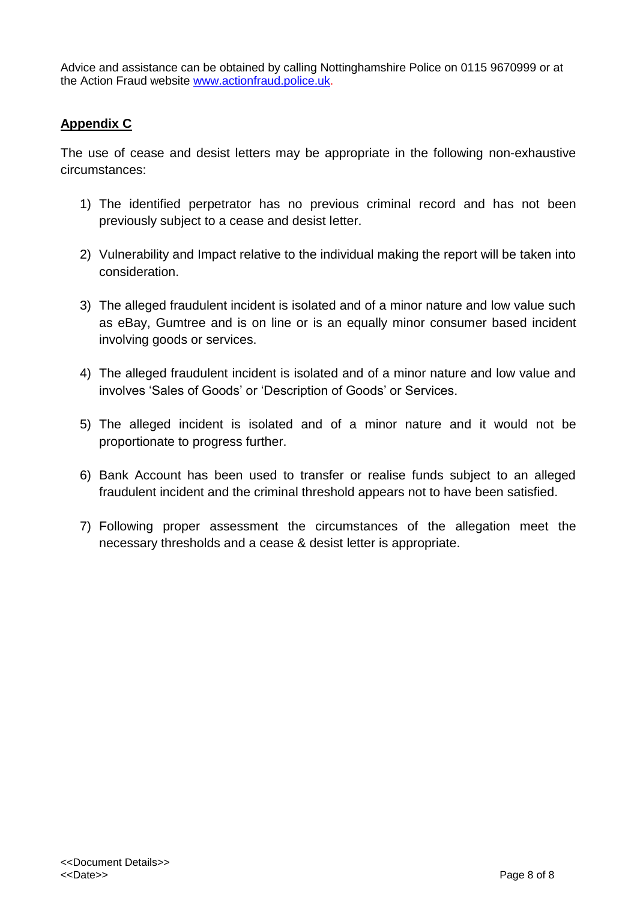Advice and assistance can be obtained by calling Nottinghamshire Police on 0115 9670999 or at the Action Fraud website [www.actionfraud.police.uk](http://www.actionfraud.police.uk).

## Appendix C

The use of cease and desist letters may be appropriate in the following non-exhaustive circumstances:

1) The identified perpetrator has no previous criminal record and has not been previously subject to a cease and desist letter.

2) Vulnerability and Impact relative to the individual making the report will be taken into consideration.

3) The alleged fraudulent incident is isolated and of a minor nature and low value such as eBay, Gumtree and is on line or is an equally minor consumer based incident involving goods or services.

4) The alleged fraudulent incident is isolated and of a minor nature and low value and involves 'Sales of Goods' or 'Description of Goods' or Services.

5) The alleged incident is isolated and of a minor nature and it would not be proportionate to progress further.

6) Bank Account has been used to transfer or realise funds subject to an alleged fraudulent incident and the criminal threshold appears not to have been satisfied.

7) Following proper assessment the circumstances of the allegation meet the necessary thresholds and a cease & desist letter is appropriate.